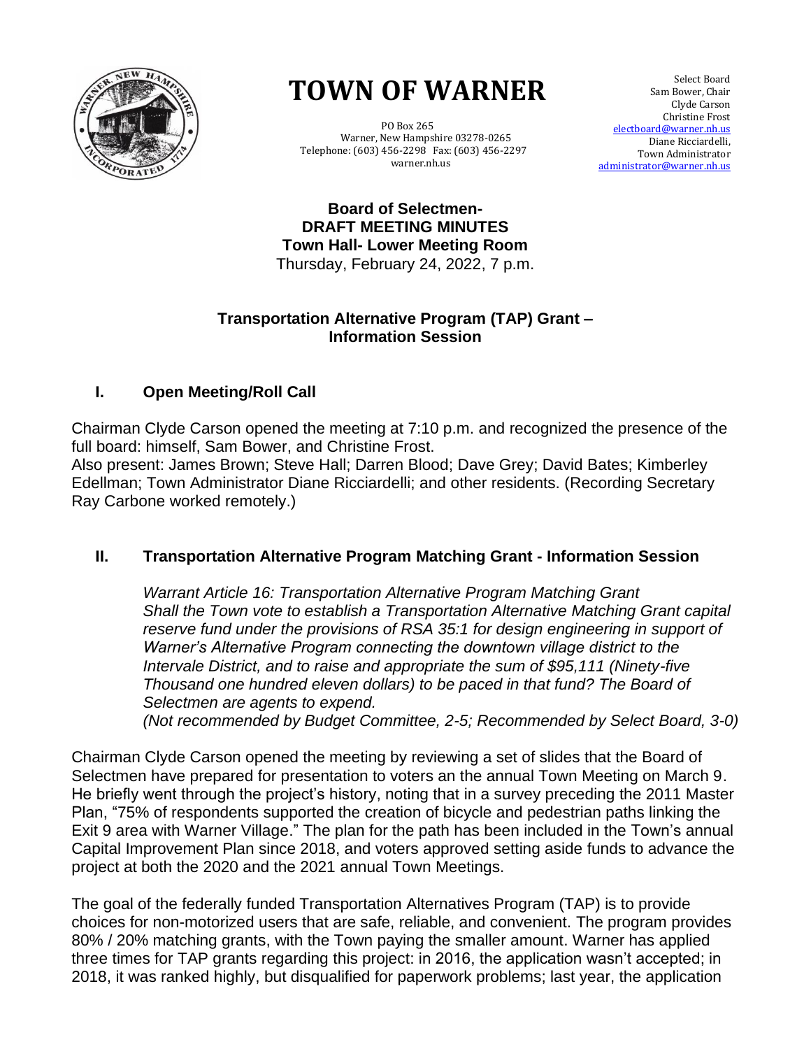# TOWN OF WARNER

PO Box 265
Warner, New Hampshire 03278-0265
Telephone: (603) 456-2298 Fax: (603) 456-2297
warner.nh.us

Select Board
Sam Bower, Chair
Clyde Carson
Christine Frost
electboard@warner.nh.us
Diane Ricciardelli,
Town Administrator
administrator@warner.nh.us

**Board of Selectmen-**
**DRAFT MEETING MINUTES**
**Town Hall- Lower Meeting Room**
Thursday, February 24, 2022, 7 p.m.

**Transportation Alternative Program (TAP) Grant – Information Session**

## I. Open Meeting/Roll Call

Chairman Clyde Carson opened the meeting at 7:10 p.m. and recognized the presence of the full board: himself, Sam Bower, and Christine Frost.
Also present: James Brown; Steve Hall; Darren Blood; Dave Grey; David Bates; Kimberley Edellman; Town Administrator Diane Ricciardelli; and other residents. (Recording Secretary Ray Carbone worked remotely.)

## II. Transportation Alternative Program Matching Grant - Information Session

*Warrant Article 16: Transportation Alternative Program Matching Grant*
*Shall the Town vote to establish a Transportation Alternative Matching Grant capital reserve fund under the provisions of RSA 35:1 for design engineering in support of Warner's Alternative Program connecting the downtown village district to the Intervale District, and to raise and appropriate the sum of $95,111 (Ninety-five Thousand one hundred eleven dollars) to be paced in that fund? The Board of Selectmen are agents to expend.*
*(Not recommended by Budget Committee, 2-5; Recommended by Select Board, 3-0)*

Chairman Clyde Carson opened the meeting by reviewing a set of slides that the Board of Selectmen have prepared for presentation to voters an the annual Town Meeting on March 9. He briefly went through the project's history, noting that in a survey preceding the 2011 Master Plan, "75% of respondents supported the creation of bicycle and pedestrian paths linking the Exit 9 area with Warner Village." The plan for the path has been included in the Town's annual Capital Improvement Plan since 2018, and voters approved setting aside funds to advance the project at both the 2020 and the 2021 annual Town Meetings.

The goal of the federally funded Transportation Alternatives Program (TAP) is to provide choices for non-motorized users that are safe, reliable, and convenient. The program provides 80% / 20% matching grants, with the Town paying the smaller amount. Warner has applied three times for TAP grants regarding this project: in 2016, the application wasn't accepted; in 2018, it was ranked highly, but disqualified for paperwork problems; last year, the application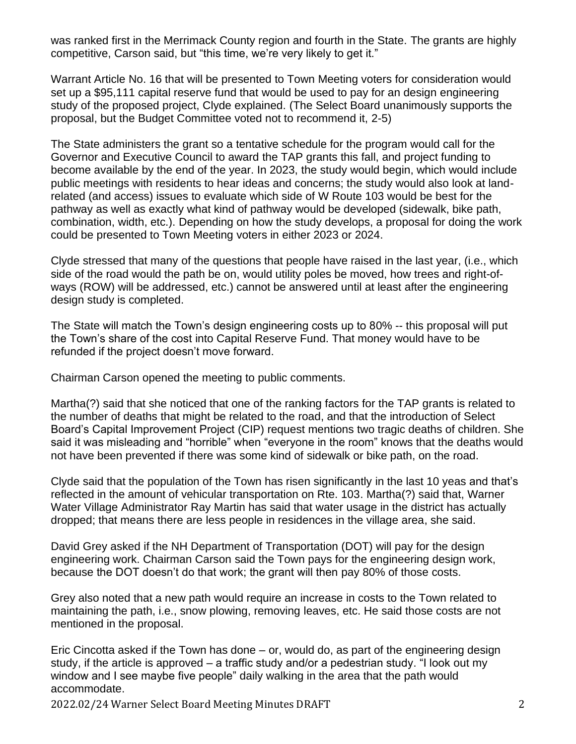was ranked first in the Merrimack County region and fourth in the State. The grants are highly competitive, Carson said, but "this time, we're very likely to get it."

Warrant Article No. 16 that will be presented to Town Meeting voters for consideration would set up a $95,111 capital reserve fund that would be used to pay for an design engineering study of the proposed project, Clyde explained. (The Select Board unanimously supports the proposal, but the Budget Committee voted not to recommend it, 2-5)

The State administers the grant so a tentative schedule for the program would call for the Governor and Executive Council to award the TAP grants this fall, and project funding to become available by the end of the year. In 2023, the study would begin, which would include public meetings with residents to hear ideas and concerns; the study would also look at land-related (and access) issues to evaluate which side of W Route 103 would be best for the pathway as well as exactly what kind of pathway would be developed (sidewalk, bike path, combination, width, etc.). Depending on how the study develops, a proposal for doing the work could be presented to Town Meeting voters in either 2023 or 2024.

Clyde stressed that many of the questions that people have raised in the last year, (i.e., which side of the road would the path be on, would utility poles be moved, how trees and right-of-ways (ROW) will be addressed, etc.) cannot be answered until at least after the engineering design study is completed.

The State will match the Town's design engineering costs up to 80% -- this proposal will put the Town's share of the cost into Capital Reserve Fund. That money would have to be refunded if the project doesn't move forward.

Chairman Carson opened the meeting to public comments.

Martha(?) said that she noticed that one of the ranking factors for the TAP grants is related to the number of deaths that might be related to the road, and that the introduction of Select Board's Capital Improvement Project (CIP) request mentions two tragic deaths of children. She said it was misleading and "horrible" when "everyone in the room" knows that the deaths would not have been prevented if there was some kind of sidewalk or bike path, on the road.

Clyde said that the population of the Town has risen significantly in the last 10 yeas and that's reflected in the amount of vehicular transportation on Rte. 103. Martha(?) said that, Warner Water Village Administrator Ray Martin has said that water usage in the district has actually dropped; that means there are less people in residences in the village area, she said.

David Grey asked if the NH Department of Transportation (DOT) will pay for the design engineering work. Chairman Carson said the Town pays for the engineering design work, because the DOT doesn't do that work; the grant will then pay 80% of those costs.

Grey also noted that a new path would require an increase in costs to the Town related to maintaining the path, i.e., snow plowing, removing leaves, etc. He said those costs are not mentioned in the proposal.

Eric Cincotta asked if the Town has done – or, would do, as part of the engineering design study, if the article is approved – a traffic study and/or a pedestrian study. "I look out my window and I see maybe five people" daily walking in the area that the path would accommodate.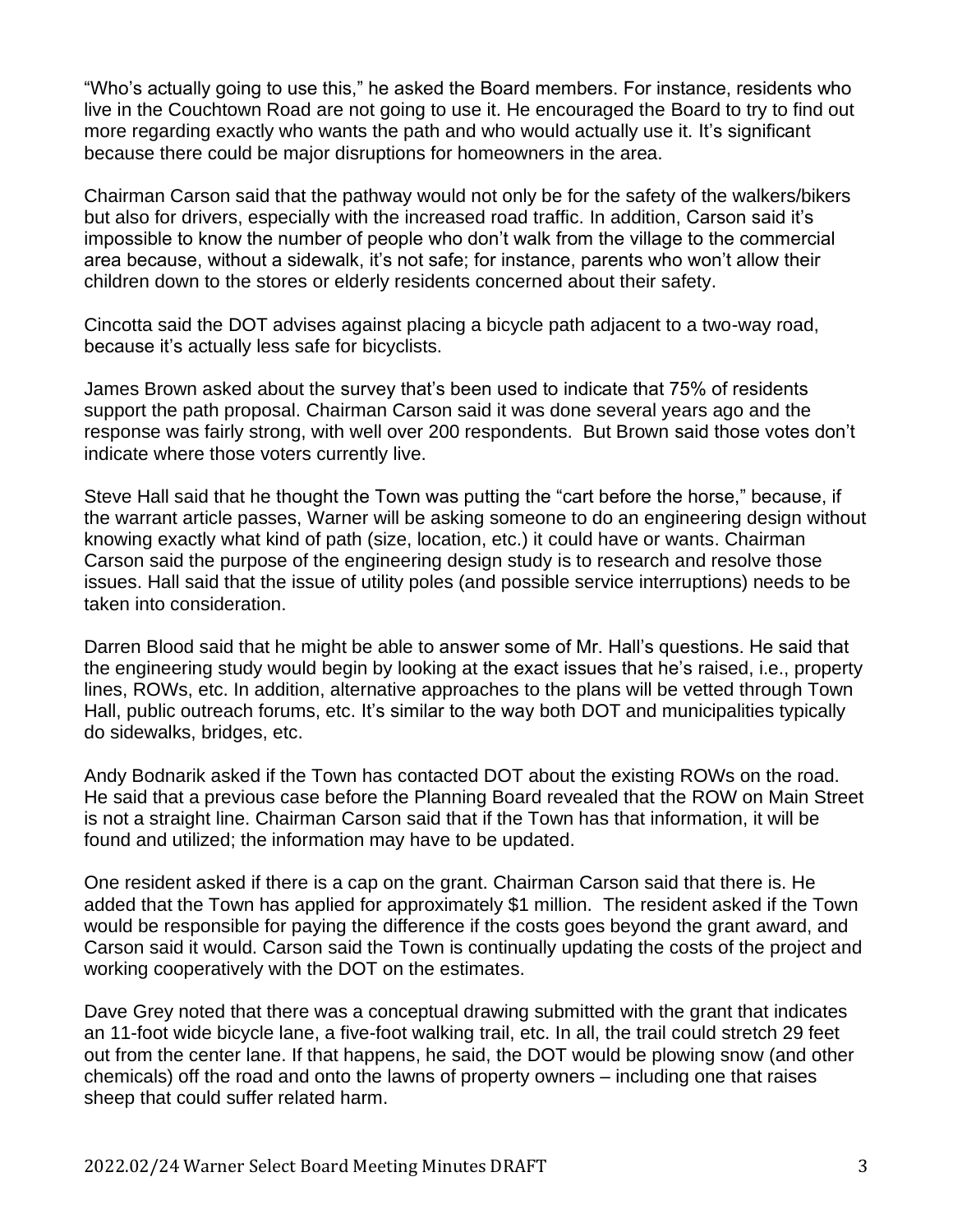"Who's actually going to use this," he asked the Board members. For instance, residents who live in the Couchtown Road are not going to use it. He encouraged the Board to try to find out more regarding exactly who wants the path and who would actually use it. It's significant because there could be major disruptions for homeowners in the area.

Chairman Carson said that the pathway would not only be for the safety of the walkers/bikers but also for drivers, especially with the increased road traffic. In addition, Carson said it's impossible to know the number of people who don't walk from the village to the commercial area because, without a sidewalk, it's not safe; for instance, parents who won't allow their children down to the stores or elderly residents concerned about their safety.

Cincotta said the DOT advises against placing a bicycle path adjacent to a two-way road, because it's actually less safe for bicyclists.

James Brown asked about the survey that's been used to indicate that 75% of residents support the path proposal. Chairman Carson said it was done several years ago and the response was fairly strong, with well over 200 respondents. But Brown said those votes don't indicate where those voters currently live.

Steve Hall said that he thought the Town was putting the "cart before the horse," because, if the warrant article passes, Warner will be asking someone to do an engineering design without knowing exactly what kind of path (size, location, etc.) it could have or wants. Chairman Carson said the purpose of the engineering design study is to research and resolve those issues. Hall said that the issue of utility poles (and possible service interruptions) needs to be taken into consideration.

Darren Blood said that he might be able to answer some of Mr. Hall's questions. He said that the engineering study would begin by looking at the exact issues that he's raised, i.e., property lines, ROWs, etc. In addition, alternative approaches to the plans will be vetted through Town Hall, public outreach forums, etc. It's similar to the way both DOT and municipalities typically do sidewalks, bridges, etc.

Andy Bodnarik asked if the Town has contacted DOT about the existing ROWs on the road. He said that a previous case before the Planning Board revealed that the ROW on Main Street is not a straight line. Chairman Carson said that if the Town has that information, it will be found and utilized; the information may have to be updated.

One resident asked if there is a cap on the grant. Chairman Carson said that there is. He added that the Town has applied for approximately $1 million. The resident asked if the Town would be responsible for paying the difference if the costs goes beyond the grant award, and Carson said it would. Carson said the Town is continually updating the costs of the project and working cooperatively with the DOT on the estimates.

Dave Grey noted that there was a conceptual drawing submitted with the grant that indicates an 11-foot wide bicycle lane, a five-foot walking trail, etc. In all, the trail could stretch 29 feet out from the center lane. If that happens, he said, the DOT would be plowing snow (and other chemicals) off the road and onto the lawns of property owners – including one that raises sheep that could suffer related harm.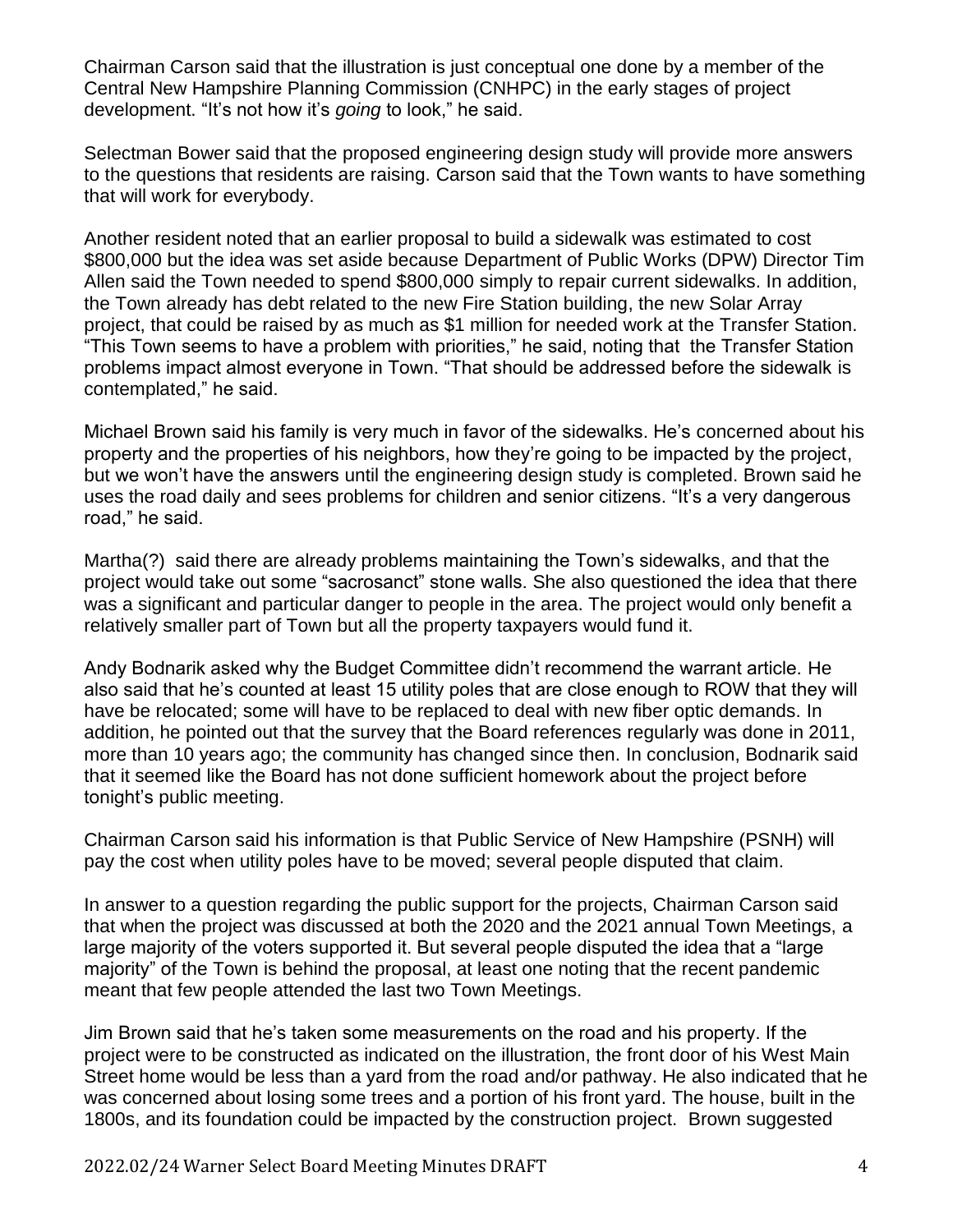Chairman Carson said that the illustration is just conceptual one done by a member of the Central New Hampshire Planning Commission (CNHPC) in the early stages of project development. "It's not how it's *going* to look," he said.

Selectman Bower said that the proposed engineering design study will provide more answers to the questions that residents are raising. Carson said that the Town wants to have something that will work for everybody.

Another resident noted that an earlier proposal to build a sidewalk was estimated to cost $800,000 but the idea was set aside because Department of Public Works (DPW) Director Tim Allen said the Town needed to spend $800,000 simply to repair current sidewalks. In addition, the Town already has debt related to the new Fire Station building, the new Solar Array project, that could be raised by as much as $1 million for needed work at the Transfer Station. "This Town seems to have a problem with priorities," he said, noting that the Transfer Station problems impact almost everyone in Town. "That should be addressed before the sidewalk is contemplated," he said.

Michael Brown said his family is very much in favor of the sidewalks. He's concerned about his property and the properties of his neighbors, how they're going to be impacted by the project, but we won't have the answers until the engineering design study is completed. Brown said he uses the road daily and sees problems for children and senior citizens. "It's a very dangerous road," he said.

Martha(?) said there are already problems maintaining the Town's sidewalks, and that the project would take out some "sacrosanct" stone walls. She also questioned the idea that there was a significant and particular danger to people in the area. The project would only benefit a relatively smaller part of Town but all the property taxpayers would fund it.

Andy Bodnarik asked why the Budget Committee didn't recommend the warrant article. He also said that he's counted at least 15 utility poles that are close enough to ROW that they will have be relocated; some will have to be replaced to deal with new fiber optic demands. In addition, he pointed out that the survey that the Board references regularly was done in 2011, more than 10 years ago; the community has changed since then. In conclusion, Bodnarik said that it seemed like the Board has not done sufficient homework about the project before tonight's public meeting.

Chairman Carson said his information is that Public Service of New Hampshire (PSNH) will pay the cost when utility poles have to be moved; several people disputed that claim.

In answer to a question regarding the public support for the projects, Chairman Carson said that when the project was discussed at both the 2020 and the 2021 annual Town Meetings, a large majority of the voters supported it. But several people disputed the idea that a "large majority" of the Town is behind the proposal, at least one noting that the recent pandemic meant that few people attended the last two Town Meetings.

Jim Brown said that he's taken some measurements on the road and his property. If the project were to be constructed as indicated on the illustration, the front door of his West Main Street home would be less than a yard from the road and/or pathway. He also indicated that he was concerned about losing some trees and a portion of his front yard. The house, built in the 1800s, and its foundation could be impacted by the construction project. Brown suggested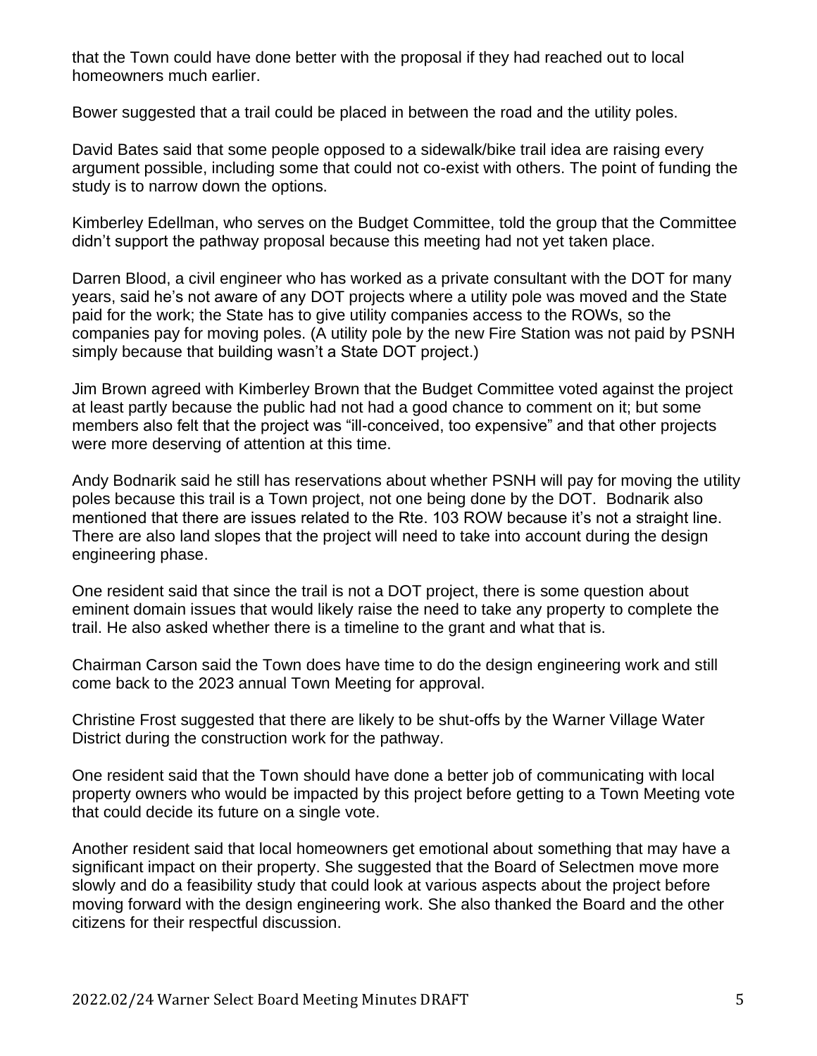that the Town could have done better with the proposal if they had reached out to local homeowners much earlier.

Bower suggested that a trail could be placed in between the road and the utility poles.

David Bates said that some people opposed to a sidewalk/bike trail idea are raising every argument possible, including some that could not co-exist with others. The point of funding the study is to narrow down the options.

Kimberley Edellman, who serves on the Budget Committee, told the group that the Committee didn't support the pathway proposal because this meeting had not yet taken place.

Darren Blood, a civil engineer who has worked as a private consultant with the DOT for many years, said he's not aware of any DOT projects where a utility pole was moved and the State paid for the work; the State has to give utility companies access to the ROWs, so the companies pay for moving poles. (A utility pole by the new Fire Station was not paid by PSNH simply because that building wasn't a State DOT project.)

Jim Brown agreed with Kimberley Brown that the Budget Committee voted against the project at least partly because the public had not had a good chance to comment on it; but some members also felt that the project was "ill-conceived, too expensive" and that other projects were more deserving of attention at this time.

Andy Bodnarik said he still has reservations about whether PSNH will pay for moving the utility poles because this trail is a Town project, not one being done by the DOT. Bodnarik also mentioned that there are issues related to the Rte. 103 ROW because it's not a straight line. There are also land slopes that the project will need to take into account during the design engineering phase.

One resident said that since the trail is not a DOT project, there is some question about eminent domain issues that would likely raise the need to take any property to complete the trail. He also asked whether there is a timeline to the grant and what that is.

Chairman Carson said the Town does have time to do the design engineering work and still come back to the 2023 annual Town Meeting for approval.

Christine Frost suggested that there are likely to be shut-offs by the Warner Village Water District during the construction work for the pathway.

One resident said that the Town should have done a better job of communicating with local property owners who would be impacted by this project before getting to a Town Meeting vote that could decide its future on a single vote.

Another resident said that local homeowners get emotional about something that may have a significant impact on their property. She suggested that the Board of Selectmen move more slowly and do a feasibility study that could look at various aspects about the project before moving forward with the design engineering work. She also thanked the Board and the other citizens for their respectful discussion.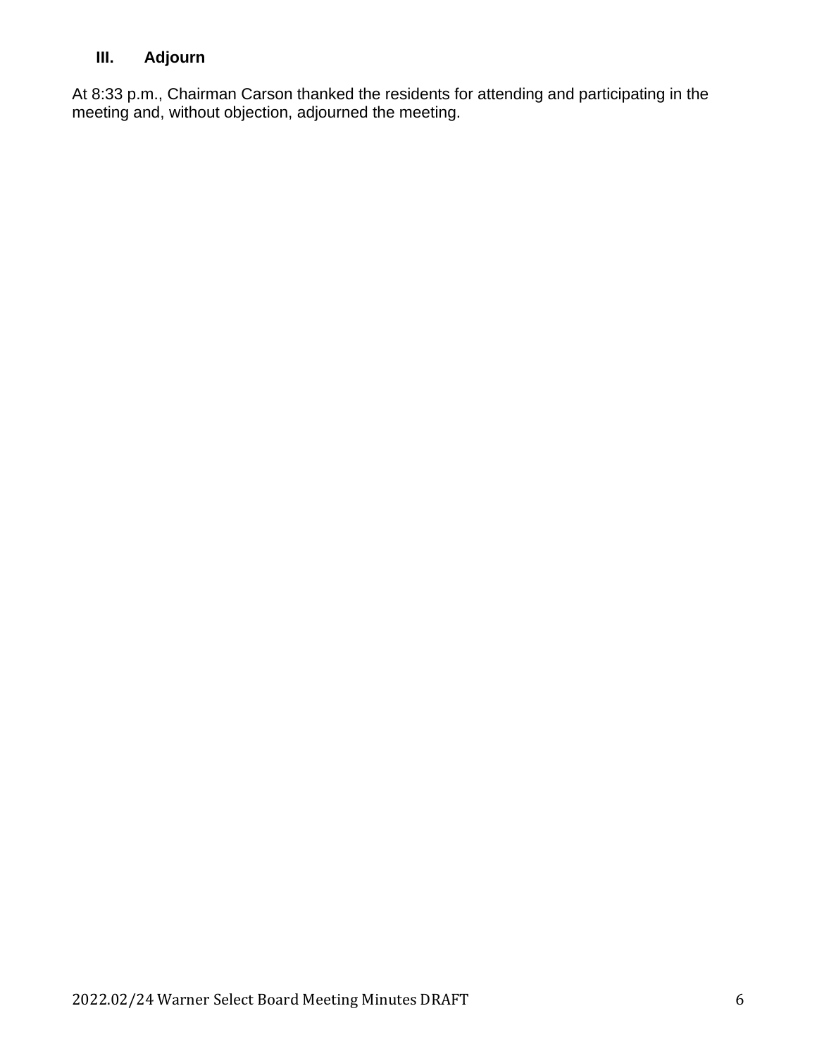### III. Adjourn

At 8:33 p.m., Chairman Carson thanked the residents for attending and participating in the meeting and, without objection, adjourned the meeting.